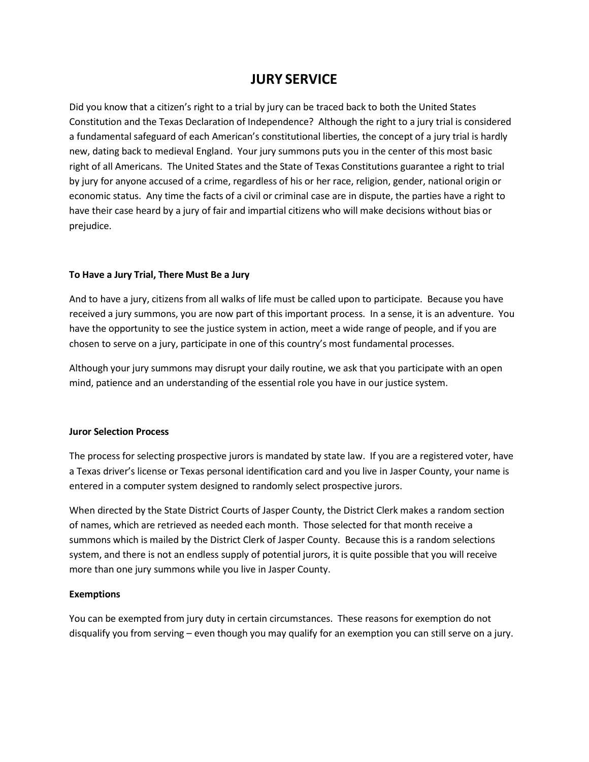# JURY SERVICE

Did you know that a citizen's right to a trial by jury can be traced back to both the United States Constitution and the Texas Declaration of Independence? Although the right to a jury trial is considered a fundamental safeguard of each American's constitutional liberties, the concept of a jury trial is hardly new, dating back to medieval England. Your jury summons puts you in the center of this most basic right of all Americans. The United States and the State of Texas Constitutions guarantee a right to trial by jury for anyone accused of a crime, regardless of his or her race, religion, gender, national origin or economic status. Any time the facts of a civil or criminal case are in dispute, the parties have a right to have their case heard by a jury of fair and impartial citizens who will make decisions without bias or prejudice.

**To Have a Jury Trial, There Must Be a Jury**

And to have a jury, citizens from all walks of life must be called upon to participate. Because you have received a jury summons, you are now part of this important process. In a sense, it is an adventure. You have the opportunity to see the justice system in action, meet a wide range of people, and if you are chosen to serve on a jury, participate in one of this country's most fundamental processes.

Although your jury summons may disrupt your daily routine, we ask that you participate with an open mind, patience and an understanding of the essential role you have in our justice system.

**Juror Selection Process**

The process for selecting prospective jurors is mandated by state law. If you are a registered voter, have a Texas driver's license or Texas personal identification card and you live in Jasper County, your name is entered in a computer system designed to randomly select prospective jurors.

When directed by the State District Courts of Jasper County, the District Clerk makes a random section of names, which are retrieved as needed each month. Those selected for that month receive a summons which is mailed by the District Clerk of Jasper County. Because this is a random selections system, and there is not an endless supply of potential jurors, it is quite possible that you will receive more than one jury summons while you live in Jasper County.

**Exemptions**

You can be exempted from jury duty in certain circumstances. These reasons for exemption do not disqualify you from serving – even though you may qualify for an exemption you can still serve on a jury.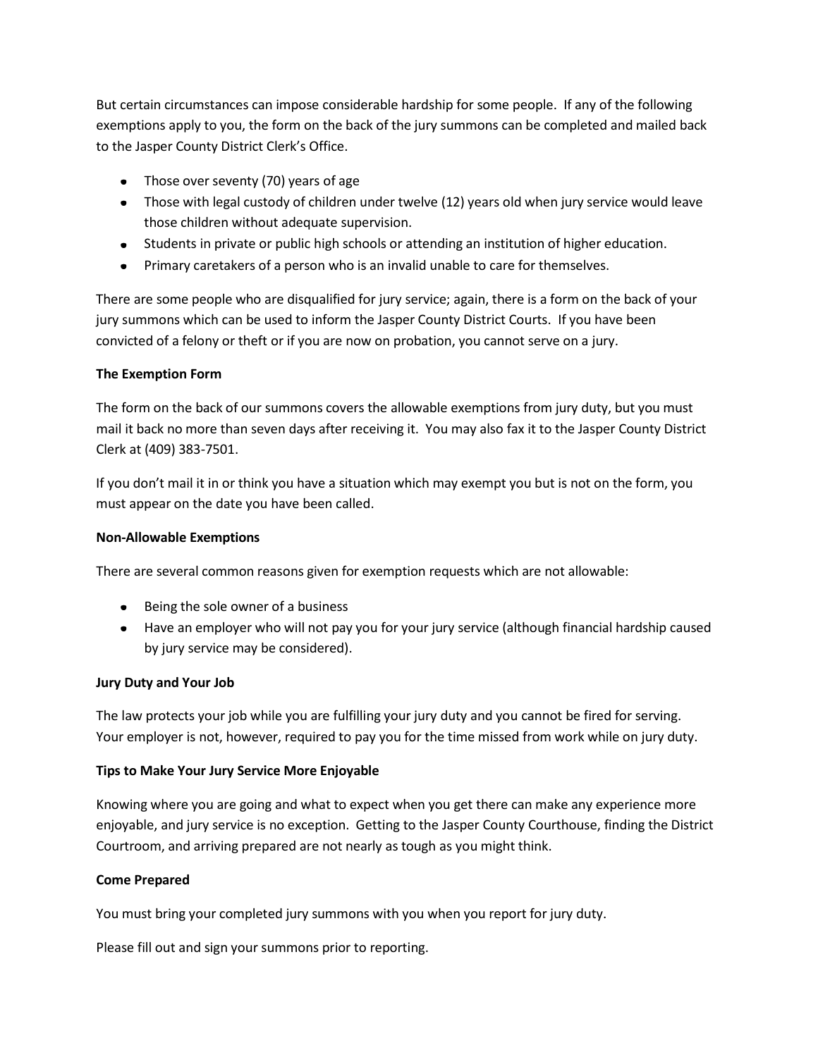But certain circumstances can impose considerable hardship for some people. If any of the following exemptions apply to you, the form on the back of the jury summons can be completed and mailed back to the Jasper County District Clerk's Office.

- Those over seventy (70) years of age
- Those with legal custody of children under twelve (12) years old when jury service would leave those children without adequate supervision.
- Students in private or public high schools or attending an institution of higher education.
- Primary caretakers of a person who is an invalid unable to care for themselves.

There are some people who are disqualified for jury service; again, there is a form on the back of your jury summons which can be used to inform the Jasper County District Courts. If you have been convicted of a felony or theft or if you are now on probation, you cannot serve on a jury.

**The Exemption Form**

The form on the back of our summons covers the allowable exemptions from jury duty, but you must mail it back no more than seven days after receiving it. You may also fax it to the Jasper County District Clerk at (409) 383-7501.

If you don't mail it in or think you have a situation which may exempt you but is not on the form, you must appear on the date you have been called.

**Non-Allowable Exemptions**

There are several common reasons given for exemption requests which are not allowable:

- Being the sole owner of a business
- Have an employer who will not pay you for your jury service (although financial hardship caused by jury service may be considered).

**Jury Duty and Your Job**

The law protects your job while you are fulfilling your jury duty and you cannot be fired for serving. Your employer is not, however, required to pay you for the time missed from work while on jury duty.

**Tips to Make Your Jury Service More Enjoyable**

Knowing where you are going and what to expect when you get there can make any experience more enjoyable, and jury service is no exception. Getting to the Jasper County Courthouse, finding the District Courtroom, and arriving prepared are not nearly as tough as you might think.

**Come Prepared**

You must bring your completed jury summons with you when you report for jury duty.

Please fill out and sign your summons prior to reporting.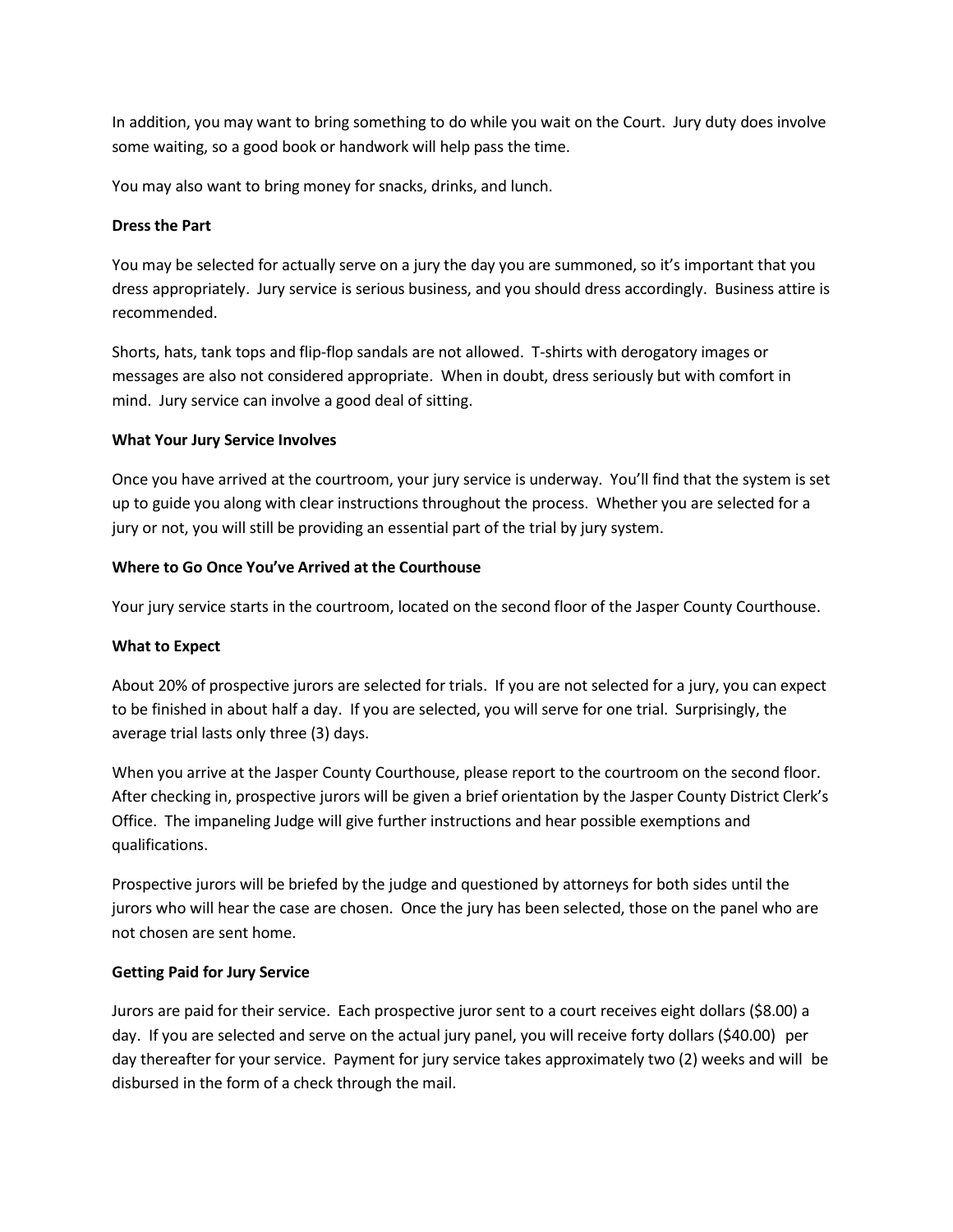In addition, you may want to bring something to do while you wait on the Court. Jury duty does involve some waiting, so a good book or handwork will help pass the time.

You may also want to bring money for snacks, drinks, and lunch.

**Dress the Part**

You may be selected for actually serve on a jury the day you are summoned, so it's important that you dress appropriately. Jury service is serious business, and you should dress accordingly. Business attire is recommended.

Shorts, hats, tank tops and flip-flop sandals are not allowed. T-shirts with derogatory images or messages are also not considered appropriate. When in doubt, dress seriously but with comfort in mind. Jury service can involve a good deal of sitting.

**What Your Jury Service Involves**

Once you have arrived at the courtroom, your jury service is underway. You'll find that the system is set up to guide you along with clear instructions throughout the process. Whether you are selected for a jury or not, you will still be providing an essential part of the trial by jury system.

**Where to Go Once You've Arrived at the Courthouse**

Your jury service starts in the courtroom, located on the second floor of the Jasper County Courthouse.

**What to Expect**

About 20% of prospective jurors are selected for trials. If you are not selected for a jury, you can expect to be finished in about half a day. If you are selected, you will serve for one trial. Surprisingly, the average trial lasts only three (3) days.

When you arrive at the Jasper County Courthouse, please report to the courtroom on the second floor. After checking in, prospective jurors will be given a brief orientation by the Jasper County District Clerk's Office. The impaneling Judge will give further instructions and hear possible exemptions and qualifications.

Prospective jurors will be briefed by the judge and questioned by attorneys for both sides until the jurors who will hear the case are chosen. Once the jury has been selected, those on the panel who are not chosen are sent home.

**Getting Paid for Jury Service**

Jurors are paid for their service. Each prospective juror sent to a court receives eight dollars ($8.00) a day. If you are selected and serve on the actual jury panel, you will receive forty dollars ($40.00) per day thereafter for your service. Payment for jury service takes approximately two (2) weeks and will be disbursed in the form of a check through the mail.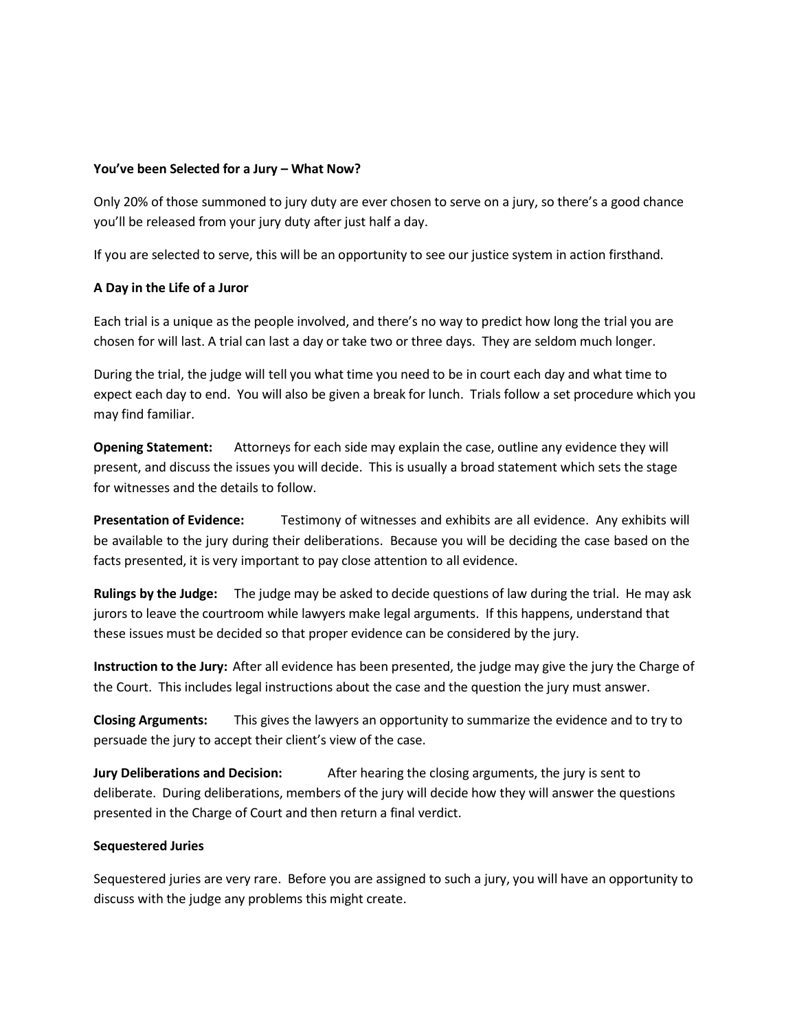**You've been Selected for a Jury – What Now?**

Only 20% of those summoned to jury duty are ever chosen to serve on a jury, so there's a good chance you'll be released from your jury duty after just half a day.

If you are selected to serve, this will be an opportunity to see our justice system in action firsthand.

**A Day in the Life of a Juror**

Each trial is a unique as the people involved, and there's no way to predict how long the trial you are chosen for will last. A trial can last a day or take two or three days. They are seldom much longer.

During the trial, the judge will tell you what time you need to be in court each day and what time to expect each day to end. You will also be given a break for lunch. Trials follow a set procedure which you may find familiar.

**Opening Statement:** Attorneys for each side may explain the case, outline any evidence they will present, and discuss the issues you will decide. This is usually a broad statement which sets the stage for witnesses and the details to follow.

**Presentation of Evidence:** Testimony of witnesses and exhibits are all evidence. Any exhibits will be available to the jury during their deliberations. Because you will be deciding the case based on the facts presented, it is very important to pay close attention to all evidence.

**Rulings by the Judge:** The judge may be asked to decide questions of law during the trial. He may ask jurors to leave the courtroom while lawyers make legal arguments. If this happens, understand that these issues must be decided so that proper evidence can be considered by the jury.

**Instruction to the Jury:** After all evidence has been presented, the judge may give the jury the Charge of the Court. This includes legal instructions about the case and the question the jury must answer.

**Closing Arguments:** This gives the lawyers an opportunity to summarize the evidence and to try to persuade the jury to accept their client's view of the case.

**Jury Deliberations and Decision:** After hearing the closing arguments, the jury is sent to deliberate. During deliberations, members of the jury will decide how they will answer the questions presented in the Charge of Court and then return a final verdict.

**Sequestered Juries**

Sequestered juries are very rare. Before you are assigned to such a jury, you will have an opportunity to discuss with the judge any problems this might create.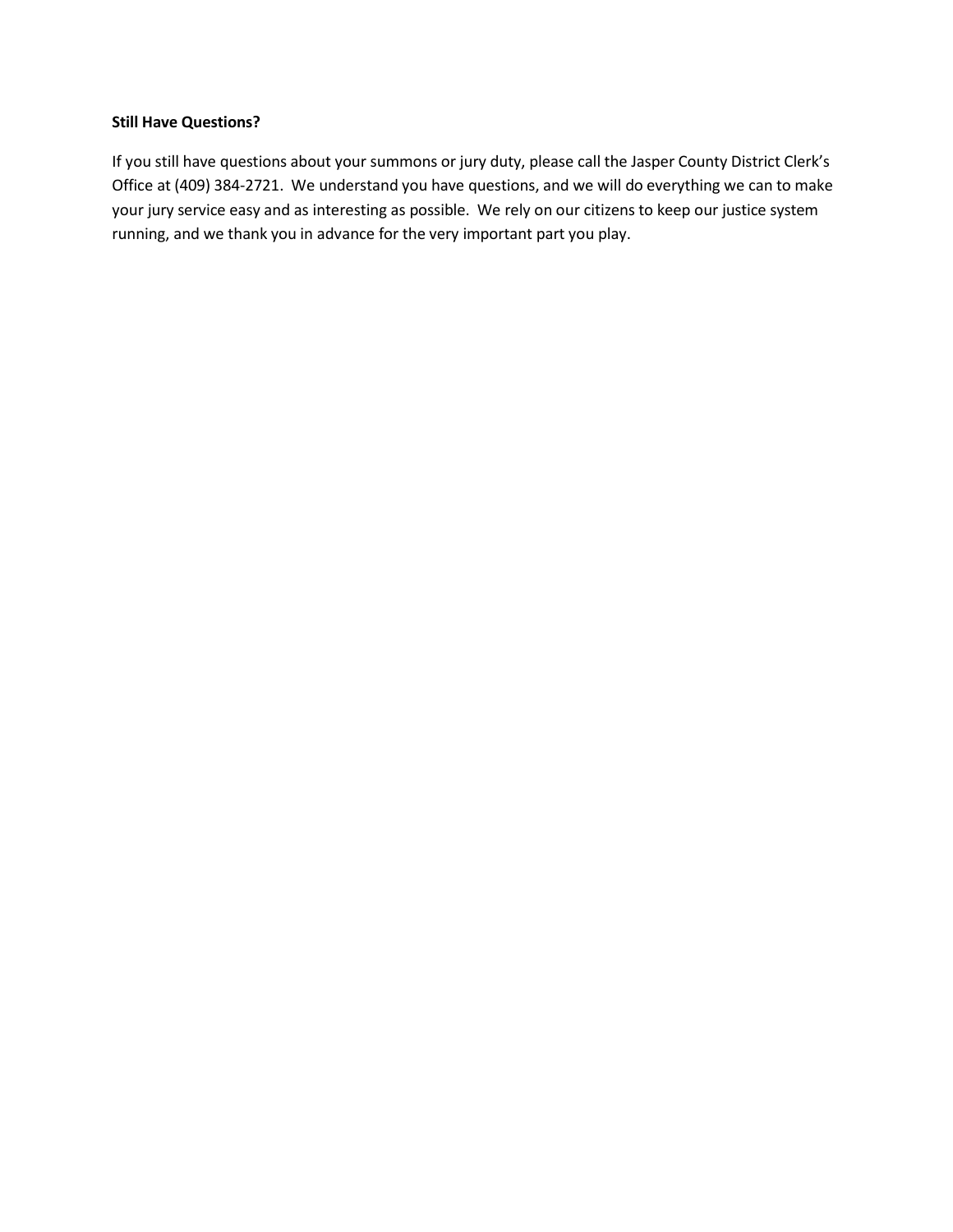**Still Have Questions?**

If you still have questions about your summons or jury duty, please call the Jasper County District Clerk's Office at (409) 384-2721. We understand you have questions, and we will do everything we can to make your jury service easy and as interesting as possible. We rely on our citizens to keep our justice system running, and we thank you in advance for the very important part you play.